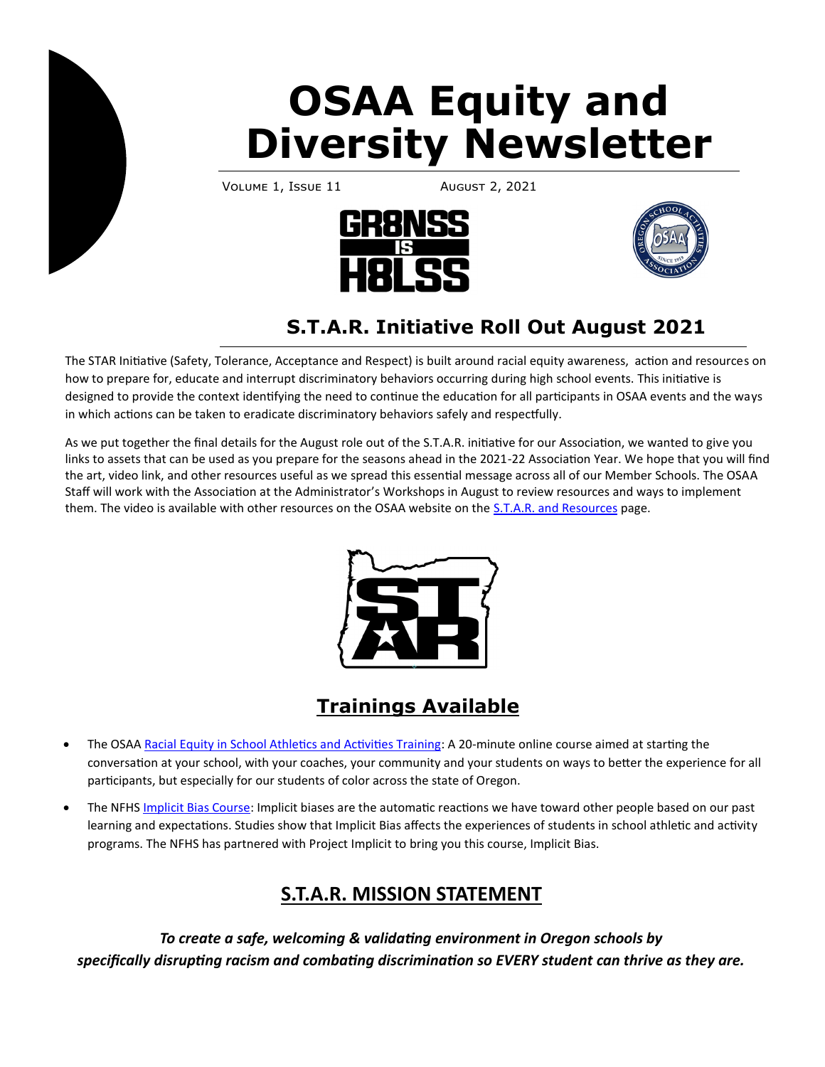# OSAA Equity and Diversity Newsletter

Volume 1, Issue 11 August 2, 2021

## S.T.A.R. Initiative Roll Out August 2021

The STAR Initiative (Safety, Tolerance, Acceptance and Respect) is built around racial equity awareness, action and resources on how to prepare for, educate and interrupt discriminatory behaviors occurring during high school events. This initiative is designed to provide the context identifying the need to continue the education for all participants in OSAA events and the ways in which actions can be taken to eradicate discriminatory behaviors safely and respectfully.

As we put together the final details for the August role out of the S.T.A.R. initiative for our Association, we wanted to give you links to assets that can be used as you prepare for the seasons ahead in the 2021-22 Association Year. We hope that you will find the art, video link, and other resources useful as we spread this essential message across all of our Member Schools. The OSAA Staff will work with the Association at the Administrator's Workshops in August to review resources and ways to implement them. The video is available with other resources on the OSAA website on the S.T.A.R. and Resources page.

## Trainings Available

- The OSAA Racial Equity in School Athletics and Activities Training: A 20-minute online course aimed at starting the conversation at your school, with your coaches, your community and your students on ways to better the experience for all participants, but especially for our students of color across the state of Oregon.
- The NFHS Implicit Bias Course: Implicit biases are the automatic reactions we have toward other people based on our past learning and expectations. Studies show that Implicit Bias affects the experiences of students in school athletic and activity programs. The NFHS has partnered with Project Implicit to bring you this course, Implicit Bias.

## S.T.A.R. MISSION STATEMENT

***To create a safe, welcoming & validating environment in Oregon schools by specifically disrupting racism and combating discrimination so EVERY student can thrive as they are.***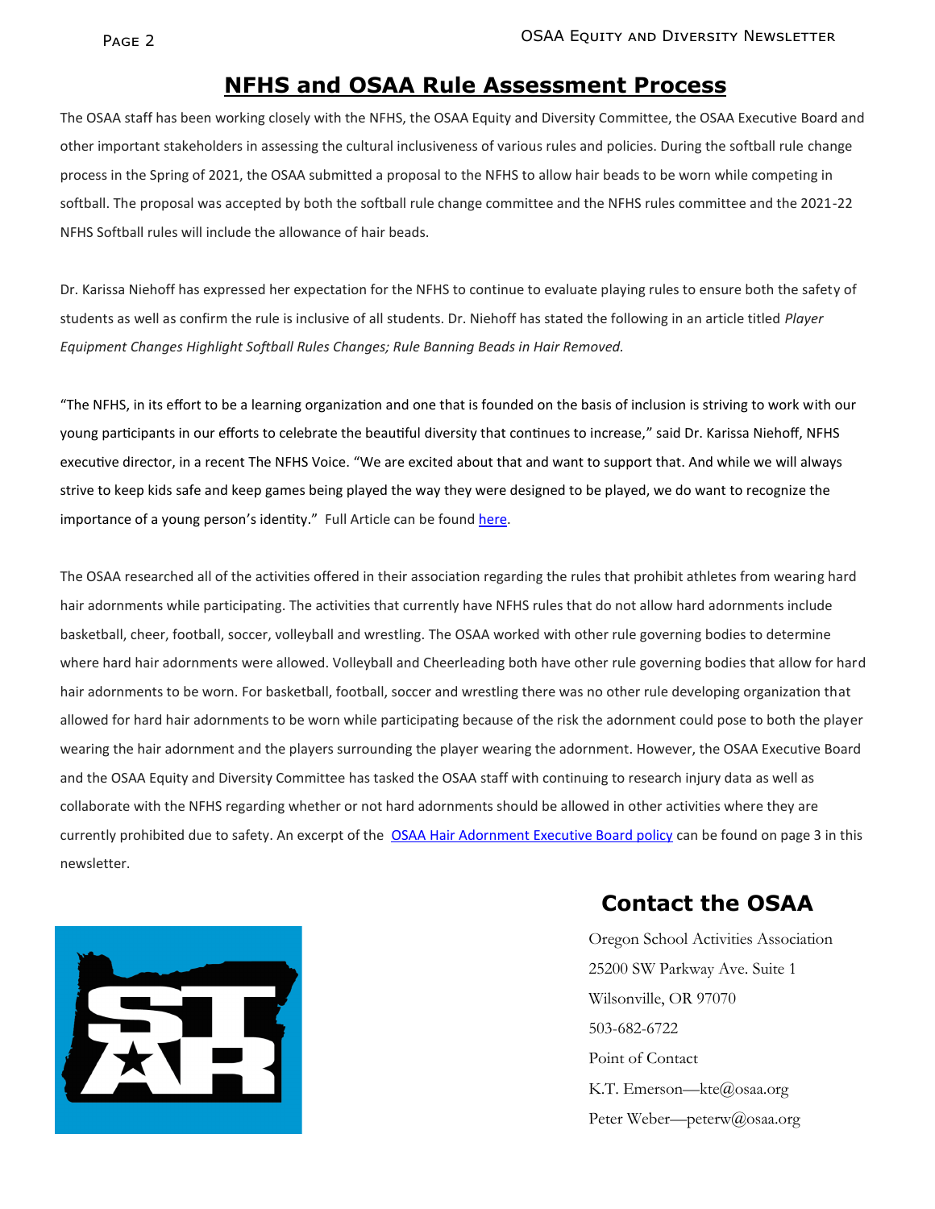# NFHS and OSAA Rule Assessment Process

The OSAA staff has been working closely with the NFHS, the OSAA Equity and Diversity Committee, the OSAA Executive Board and other important stakeholders in assessing the cultural inclusiveness of various rules and policies. During the softball rule change process in the Spring of 2021, the OSAA submitted a proposal to the NFHS to allow hair beads to be worn while competing in softball. The proposal was accepted by both the softball rule change committee and the NFHS rules committee and the 2021-22 NFHS Softball rules will include the allowance of hair beads.

Dr. Karissa Niehoff has expressed her expectation for the NFHS to continue to evaluate playing rules to ensure both the safety of students as well as confirm the rule is inclusive of all students. Dr. Niehoff has stated the following in an article titled *Player Equipment Changes Highlight Softball Rules Changes; Rule Banning Beads in Hair Removed.*

"The NFHS, in its effort to be a learning organization and one that is founded on the basis of inclusion is striving to work with our young participants in our efforts to celebrate the beautiful diversity that continues to increase," said Dr. Karissa Niehoff, NFHS executive director, in a recent The NFHS Voice. "We are excited about that and want to support that. And while we will always strive to keep kids safe and keep games being played the way they were designed to be played, we do want to recognize the importance of a young person's identity." Full Article can be found here.

The OSAA researched all of the activities offered in their association regarding the rules that prohibit athletes from wearing hard hair adornments while participating. The activities that currently have NFHS rules that do not allow hard adornments include basketball, cheer, football, soccer, volleyball and wrestling. The OSAA worked with other rule governing bodies to determine where hard hair adornments were allowed. Volleyball and Cheerleading both have other rule governing bodies that allow for hard hair adornments to be worn. For basketball, football, soccer and wrestling there was no other rule developing organization that allowed for hard hair adornments to be worn while participating because of the risk the adornment could pose to both the player wearing the hair adornment and the players surrounding the player wearing the adornment. However, the OSAA Executive Board and the OSAA Equity and Diversity Committee has tasked the OSAA staff with continuing to research injury data as well as collaborate with the NFHS regarding whether or not hard adornments should be allowed in other activities where they are currently prohibited due to safety. An excerpt of the OSAA Hair Adornment Executive Board policy can be found on page 3 in this newsletter.

## Contact the OSAA

Oregon School Activities Association
25200 SW Parkway Ave. Suite 1
Wilsonville, OR 97070
503-682-6722
Point of Contact
K.T. Emerson—kte@osaa.org
Peter Weber—peterw@osaa.org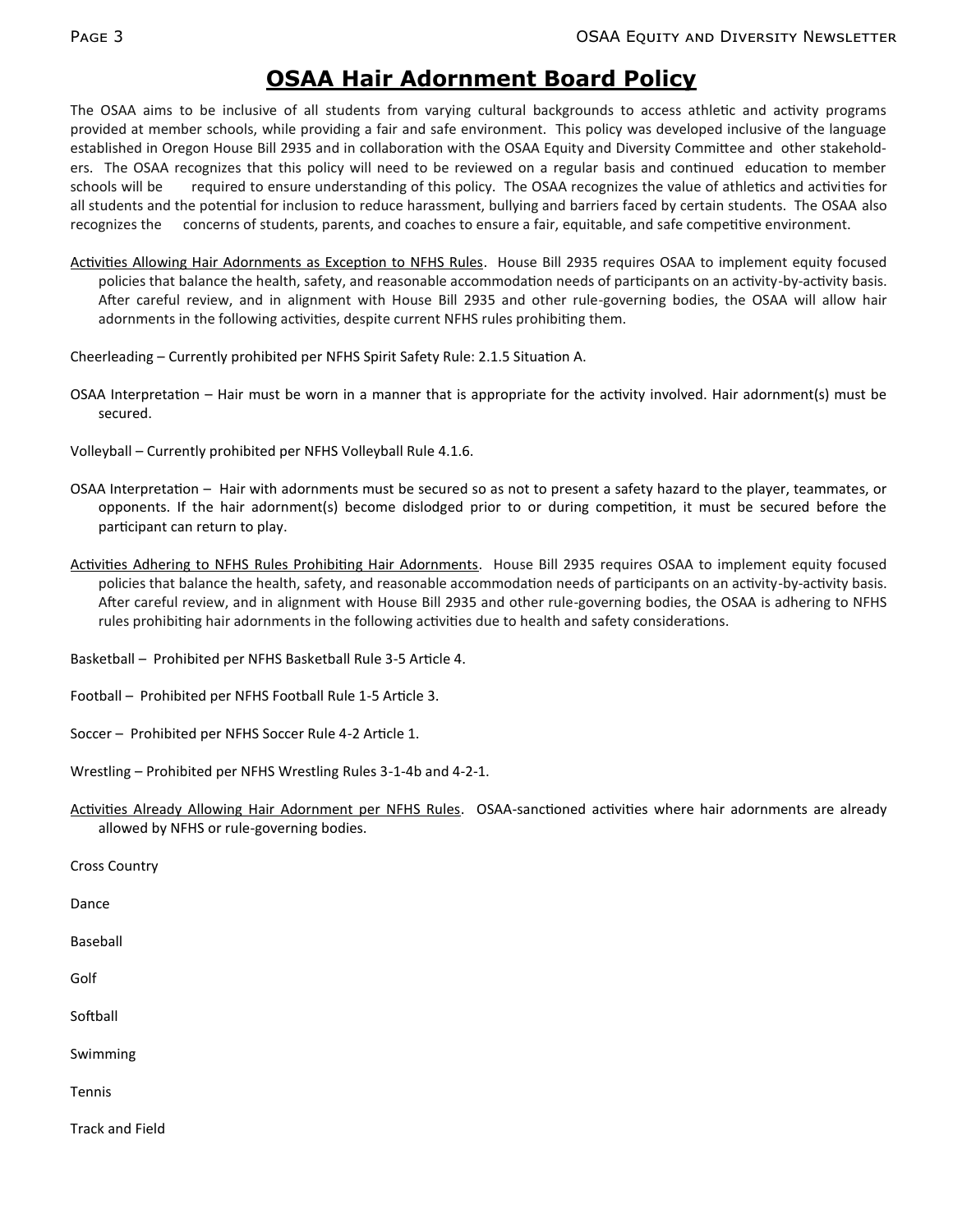# OSAA Hair Adornment Board Policy

The OSAA aims to be inclusive of all students from varying cultural backgrounds to access athletic and activity programs provided at member schools, while providing a fair and safe environment. This policy was developed inclusive of the language established in Oregon House Bill 2935 and in collaboration with the OSAA Equity and Diversity Committee and other stakeholders. The OSAA recognizes that this policy will need to be reviewed on a regular basis and continued education to member schools will be required to ensure understanding of this policy. The OSAA recognizes the value of athletics and activities for all students and the potential for inclusion to reduce harassment, bullying and barriers faced by certain students. The OSAA also recognizes the concerns of students, parents, and coaches to ensure a fair, equitable, and safe competitive environment.

<u>Activities Allowing Hair Adornments as Exception to NFHS Rules</u>. House Bill 2935 requires OSAA to implement equity focused policies that balance the health, safety, and reasonable accommodation needs of participants on an activity-by-activity basis. After careful review, and in alignment with House Bill 2935 and other rule-governing bodies, the OSAA will allow hair adornments in the following activities, despite current NFHS rules prohibiting them.

Cheerleading – Currently prohibited per NFHS Spirit Safety Rule: 2.1.5 Situation A.

OSAA Interpretation – Hair must be worn in a manner that is appropriate for the activity involved. Hair adornment(s) must be secured.

Volleyball – Currently prohibited per NFHS Volleyball Rule 4.1.6.

OSAA Interpretation – Hair with adornments must be secured so as not to present a safety hazard to the player, teammates, or opponents. If the hair adornment(s) become dislodged prior to or during competition, it must be secured before the participant can return to play.

<u>Activities Adhering to NFHS Rules Prohibiting Hair Adornments</u>. House Bill 2935 requires OSAA to implement equity focused policies that balance the health, safety, and reasonable accommodation needs of participants on an activity-by-activity basis. After careful review, and in alignment with House Bill 2935 and other rule-governing bodies, the OSAA is adhering to NFHS rules prohibiting hair adornments in the following activities due to health and safety considerations.

Basketball – Prohibited per NFHS Basketball Rule 3-5 Article 4.

Football – Prohibited per NFHS Football Rule 1-5 Article 3.

Soccer – Prohibited per NFHS Soccer Rule 4-2 Article 1.

Wrestling – Prohibited per NFHS Wrestling Rules 3-1-4b and 4-2-1.

<u>Activities Already Allowing Hair Adornment per NFHS Rules</u>. OSAA-sanctioned activities where hair adornments are already allowed by NFHS or rule-governing bodies.

Cross Country

Dance

Baseball

Golf

Softball

Swimming

Tennis

Track and Field